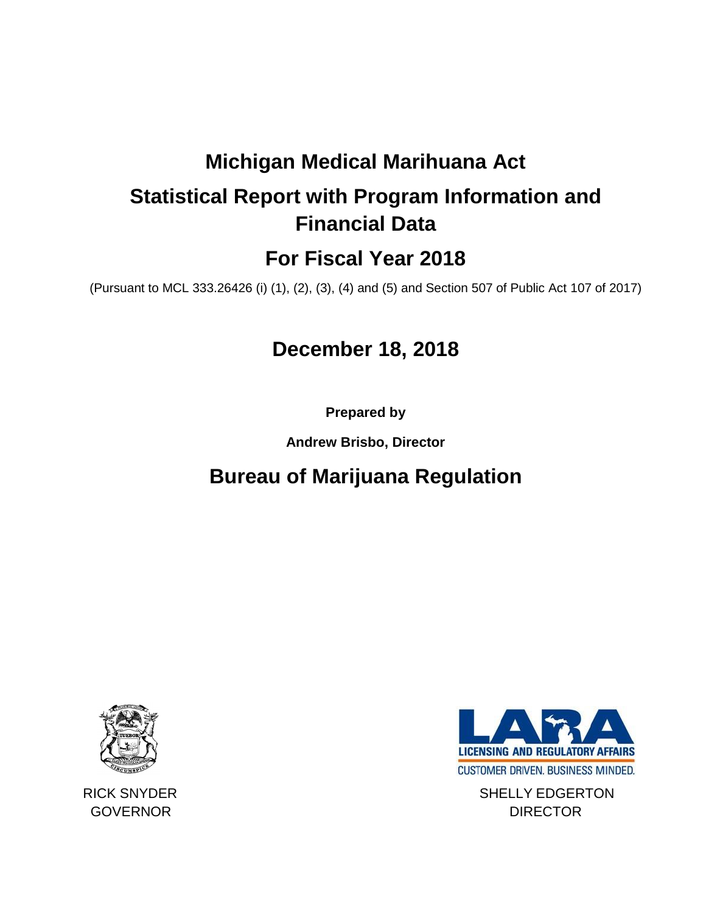# Michigan Medical Marihuana Act

# Statistical Report with Program Information and Financial Data

# For Fiscal Year 2018

(Pursuant to MCL 333.26426 (i) (1), (2), (3), (4) and (5) and Section 507 of Public Act 107 of 2017)

## December 18, 2018

**Prepared by**

**Andrew Brisbo, Director**

## Bureau of Marijuana Regulation

LICENSING AND REGULATORY AFFAIRS

CUSTOMER DRIVEN. BUSINESS MINDED.

RICK SNYDER
GOVERNOR

SHELLY EDGERTON
DIRECTOR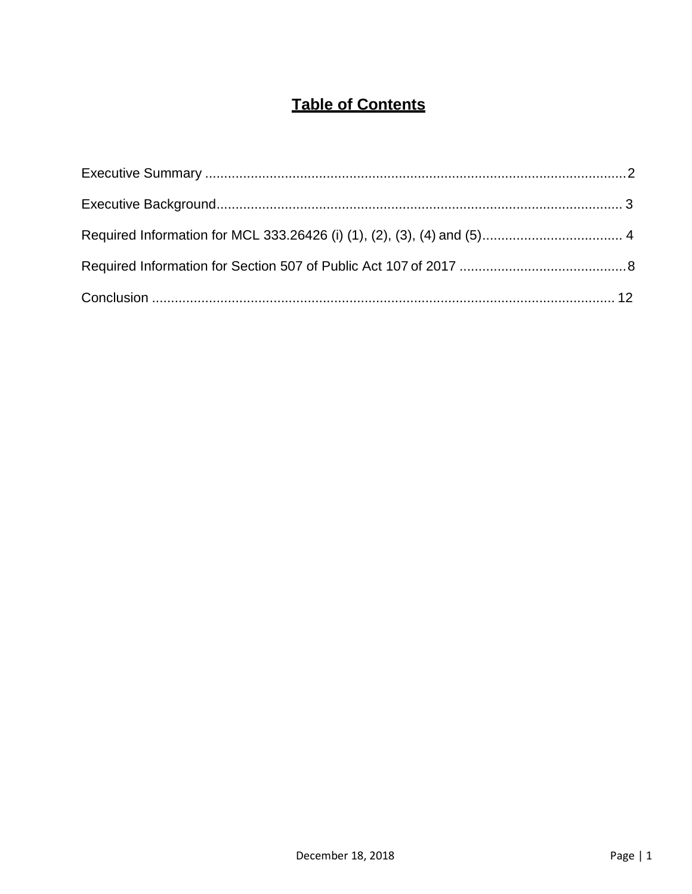# Table of Contents

Executive Summary ............................................................................................................2

Executive Background........................................................................................................ 3

Required Information for MCL 333.26426 (i) (1), (2), (3), (4) and (5)..................................... 4

Required Information for Section 507 of Public Act 107 of 2017 ............................................8

Conclusion ......................................................................................................................... 12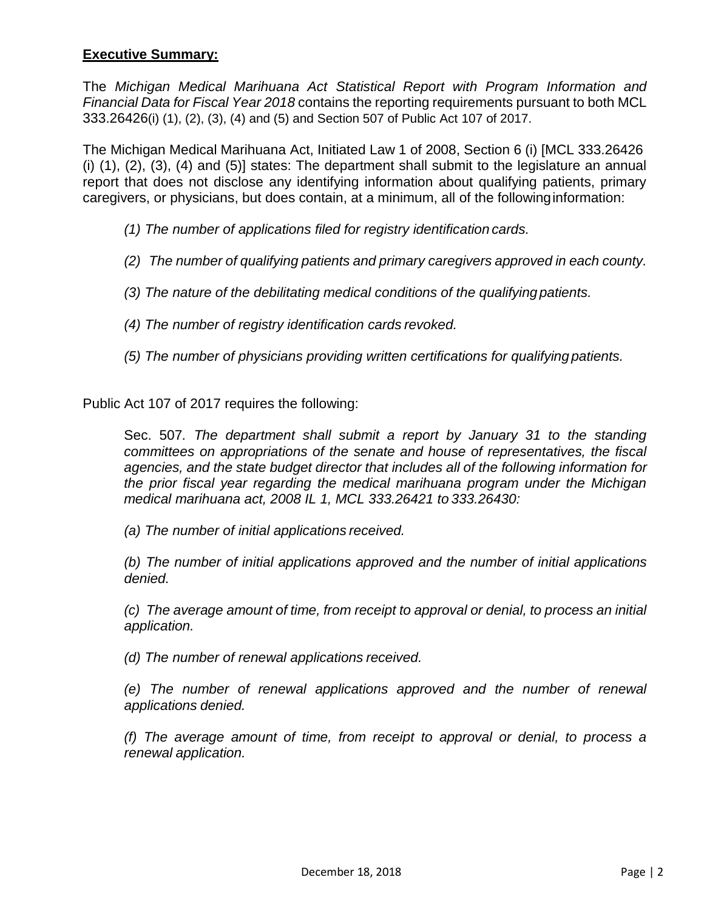**Executive Summary:**

The *Michigan Medical Marihuana Act Statistical Report with Program Information and Financial Data for Fiscal Year 2018* contains the reporting requirements pursuant to both MCL 333.26426(i) (1), (2), (3), (4) and (5) and Section 507 of Public Act 107 of 2017.

The Michigan Medical Marihuana Act, Initiated Law 1 of 2008, Section 6 (i) [MCL 333.26426 (i) (1), (2), (3), (4) and (5)] states: The department shall submit to the legislature an annual report that does not disclose any identifying information about qualifying patients, primary caregivers, or physicians, but does contain, at a minimum, all of the following information:

*(1) The number of applications filed for registry identification cards.*

*(2) The number of qualifying patients and primary caregivers approved in each county.*

*(3) The nature of the debilitating medical conditions of the qualifying patients.*

*(4) The number of registry identification cards revoked.*

*(5) The number of physicians providing written certifications for qualifying patients.*

Public Act 107 of 2017 requires the following:

Sec. 507. *The department shall submit a report by January 31 to the standing committees on appropriations of the senate and house of representatives, the fiscal agencies, and the state budget director that includes all of the following information for the prior fiscal year regarding the medical marihuana program under the Michigan medical marihuana act, 2008 IL 1, MCL 333.26421 to 333.26430:*

*(a) The number of initial applications received.*

*(b) The number of initial applications approved and the number of initial applications denied.*

*(c) The average amount of time, from receipt to approval or denial, to process an initial application.*

*(d) The number of renewal applications received.*

*(e) The number of renewal applications approved and the number of renewal applications denied.*

*(f) The average amount of time, from receipt to approval or denial, to process a renewal application.*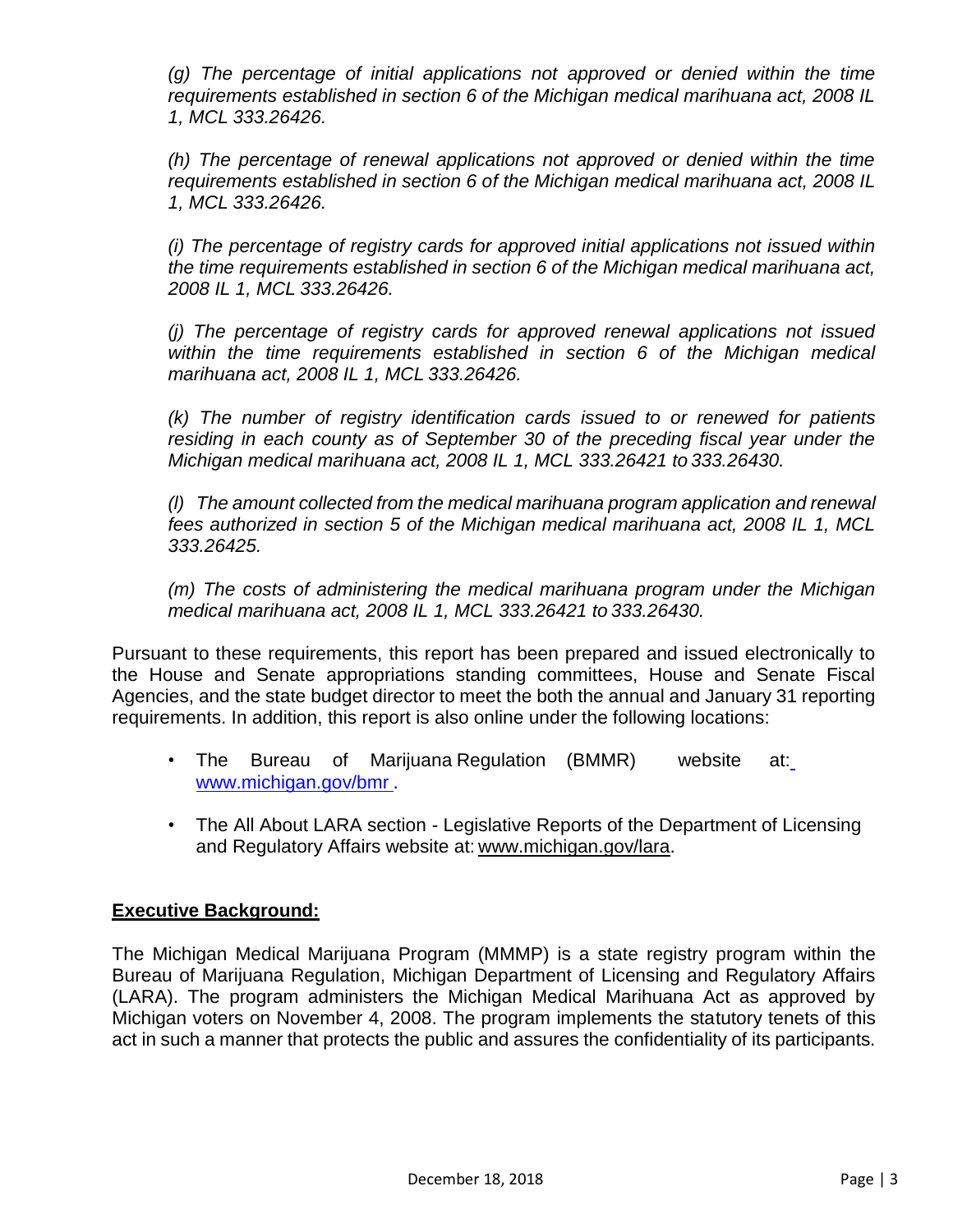*(g) The percentage of initial applications not approved or denied within the time requirements established in section 6 of the Michigan medical marihuana act, 2008 IL 1, MCL 333.26426.*

*(h) The percentage of renewal applications not approved or denied within the time requirements established in section 6 of the Michigan medical marihuana act, 2008 IL 1, MCL 333.26426.*

*(i) The percentage of registry cards for approved initial applications not issued within the time requirements established in section 6 of the Michigan medical marihuana act, 2008 IL 1, MCL 333.26426.*

*(j) The percentage of registry cards for approved renewal applications not issued within the time requirements established in section 6 of the Michigan medical marihuana act, 2008 IL 1, MCL 333.26426.*

*(k) The number of registry identification cards issued to or renewed for patients residing in each county as of September 30 of the preceding fiscal year under the Michigan medical marihuana act, 2008 IL 1, MCL 333.26421 to 333.26430.*

*(l) The amount collected from the medical marihuana program application and renewal fees authorized in section 5 of the Michigan medical marihuana act, 2008 IL 1, MCL 333.26425.*

*(m) The costs of administering the medical marihuana program under the Michigan medical marihuana act, 2008 IL 1, MCL 333.26421 to 333.26430.*

Pursuant to these requirements, this report has been prepared and issued electronically to the House and Senate appropriations standing committees, House and Senate Fiscal Agencies, and the state budget director to meet the both the annual and January 31 reporting requirements. In addition, this report is also online under the following locations:

- The Bureau of Marijuana Regulation (BMMR) website at: www.michigan.gov/bmr .
- The All About LARA section - Legislative Reports of the Department of Licensing and Regulatory Affairs website at: www.michigan.gov/lara.

**Executive Background:**

The Michigan Medical Marijuana Program (MMMP) is a state registry program within the Bureau of Marijuana Regulation, Michigan Department of Licensing and Regulatory Affairs (LARA). The program administers the Michigan Medical Marihuana Act as approved by Michigan voters on November 4, 2008. The program implements the statutory tenets of this act in such a manner that protects the public and assures the confidentiality of its participants.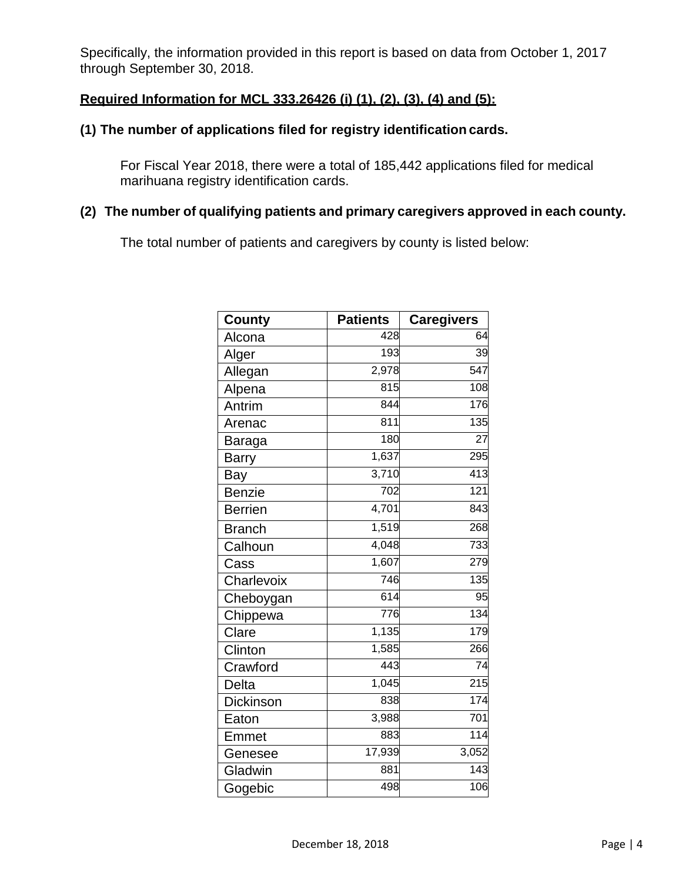Specifically, the information provided in this report is based on data from October 1, 2017 through September 30, 2018.

**Required Information for MCL 333.26426 (i) (1), (2), (3), (4) and (5):**

**(1) The number of applications filed for registry identification cards.**

For Fiscal Year 2018, there were a total of 185,442 applications filed for medical marihuana registry identification cards.

**(2) The number of qualifying patients and primary caregivers approved in each county.**

The total number of patients and caregivers by county is listed below:

| County | Patients | Caregivers |
|---|---|---|
| Alcona | 428 | 64 |
| Alger | 193 | 39 |
| Allegan | 2,978 | 547 |
| Alpena | 815 | 108 |
| Antrim | 844 | 176 |
| Arenac | 811 | 135 |
| Baraga | 180 | 27 |
| Barry | 1,637 | 295 |
| Bay | 3,710 | 413 |
| Benzie | 702 | 121 |
| Berrien | 4,701 | 843 |
| Branch | 1,519 | 268 |
| Calhoun | 4,048 | 733 |
| Cass | 1,607 | 279 |
| Charlevoix | 746 | 135 |
| Cheboygan | 614 | 95 |
| Chippewa | 776 | 134 |
| Clare | 1,135 | 179 |
| Clinton | 1,585 | 266 |
| Crawford | 443 | 74 |
| Delta | 1,045 | 215 |
| Dickinson | 838 | 174 |
| Eaton | 3,988 | 701 |
| Emmet | 883 | 114 |
| Genesee | 17,939 | 3,052 |
| Gladwin | 881 | 143 |
| Gogebic | 498 | 106 |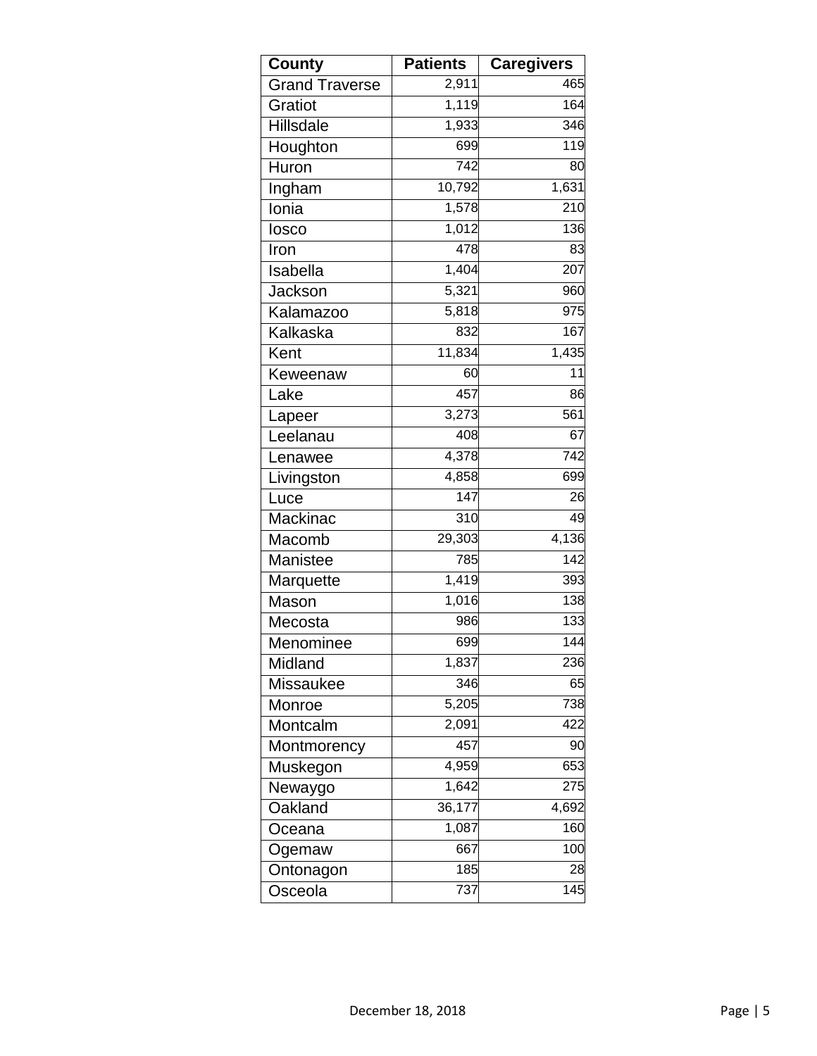| County | Patients | Caregivers |
|---|---|---|
| Grand Traverse | 2,911 | 465 |
| Gratiot | 1,119 | 164 |
| Hillsdale | 1,933 | 346 |
| Houghton | 699 | 119 |
| Huron | 742 | 80 |
| Ingham | 10,792 | 1,631 |
| Ionia | 1,578 | 210 |
| Iosco | 1,012 | 136 |
| Iron | 478 | 83 |
| Isabella | 1,404 | 207 |
| Jackson | 5,321 | 960 |
| Kalamazoo | 5,818 | 975 |
| Kalkaska | 832 | 167 |
| Kent | 11,834 | 1,435 |
| Keweenaw | 60 | 11 |
| Lake | 457 | 86 |
| Lapeer | 3,273 | 561 |
| Leelanau | 408 | 67 |
| Lenawee | 4,378 | 742 |
| Livingston | 4,858 | 699 |
| Luce | 147 | 26 |
| Mackinac | 310 | 49 |
| Macomb | 29,303 | 4,136 |
| Manistee | 785 | 142 |
| Marquette | 1,419 | 393 |
| Mason | 1,016 | 138 |
| Mecosta | 986 | 133 |
| Menominee | 699 | 144 |
| Midland | 1,837 | 236 |
| Missaukee | 346 | 65 |
| Monroe | 5,205 | 738 |
| Montcalm | 2,091 | 422 |
| Montmorency | 457 | 90 |
| Muskegon | 4,959 | 653 |
| Newaygo | 1,642 | 275 |
| Oakland | 36,177 | 4,692 |
| Oceana | 1,087 | 160 |
| Ogemaw | 667 | 100 |
| Ontonagon | 185 | 28 |
| Osceola | 737 | 145 |

December 18, 2018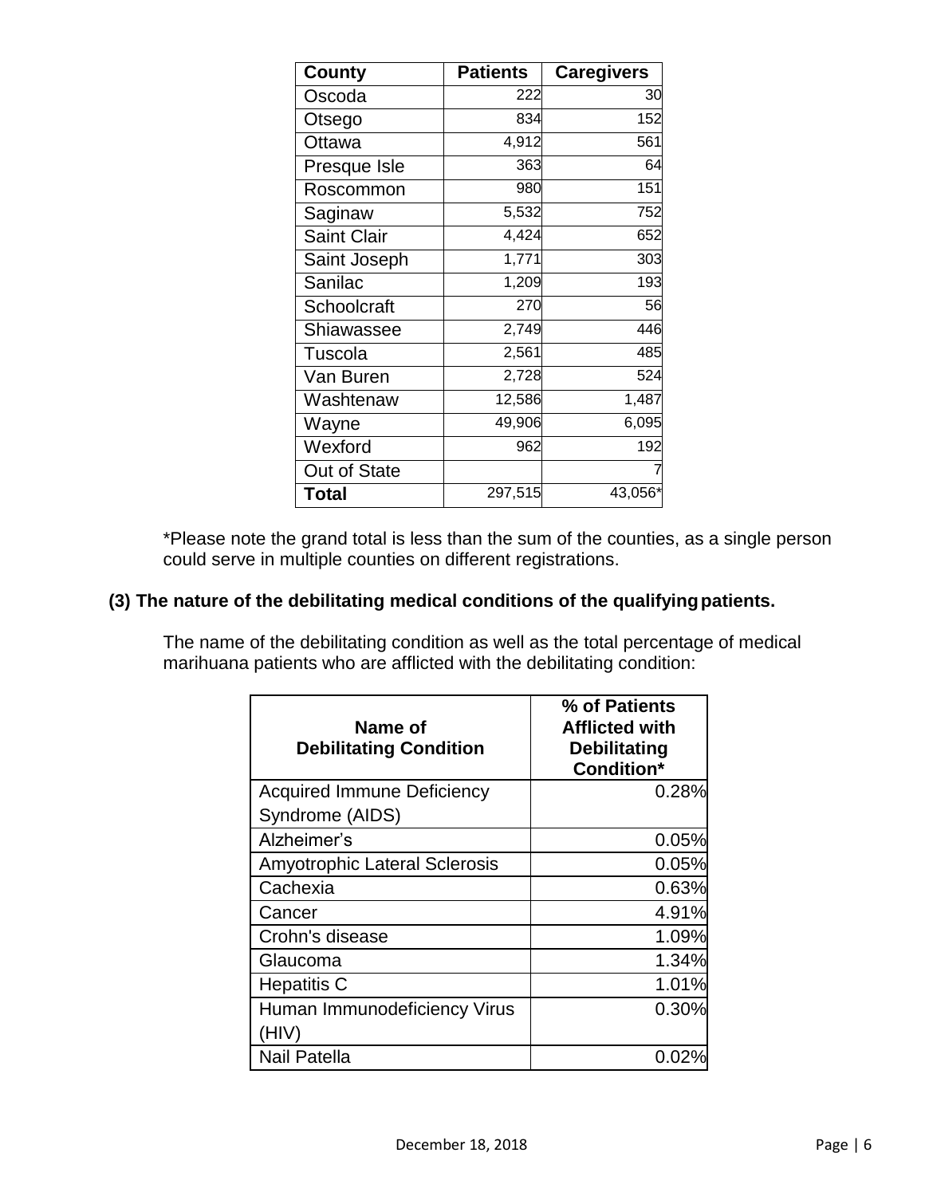| County | Patients | Caregivers |
|---|---|---|
| Oscoda | 222 | 30 |
| Otsego | 834 | 152 |
| Ottawa | 4,912 | 561 |
| Presque Isle | 363 | 64 |
| Roscommon | 980 | 151 |
| Saginaw | 5,532 | 752 |
| Saint Clair | 4,424 | 652 |
| Saint Joseph | 1,771 | 303 |
| Sanilac | 1,209 | 193 |
| Schoolcraft | 270 | 56 |
| Shiawassee | 2,749 | 446 |
| Tuscola | 2,561 | 485 |
| Van Buren | 2,728 | 524 |
| Washtenaw | 12,586 | 1,487 |
| Wayne | 49,906 | 6,095 |
| Wexford | 962 | 192 |
| Out of State | | 7 |
| **Total** | 297,515 | 43,056* |

*Please note the grand total is less than the sum of the counties, as a single person could serve in multiple counties on different registrations.

### (3) The nature of the debilitating medical conditions of the qualifying patients.

The name of the debilitating condition as well as the total percentage of medical marihuana patients who are afflicted with the debilitating condition:

| Name of Debilitating Condition | % of Patients Afflicted with Debilitating Condition* |
|---|---|
| Acquired Immune Deficiency Syndrome (AIDS) | 0.28% |
| Alzheimer's | 0.05% |
| Amyotrophic Lateral Sclerosis | 0.05% |
| Cachexia | 0.63% |
| Cancer | 4.91% |
| Crohn's disease | 1.09% |
| Glaucoma | 1.34% |
| Hepatitis C | 1.01% |
| Human Immunodeficiency Virus (HIV) | 0.30% |
| Nail Patella | 0.02% |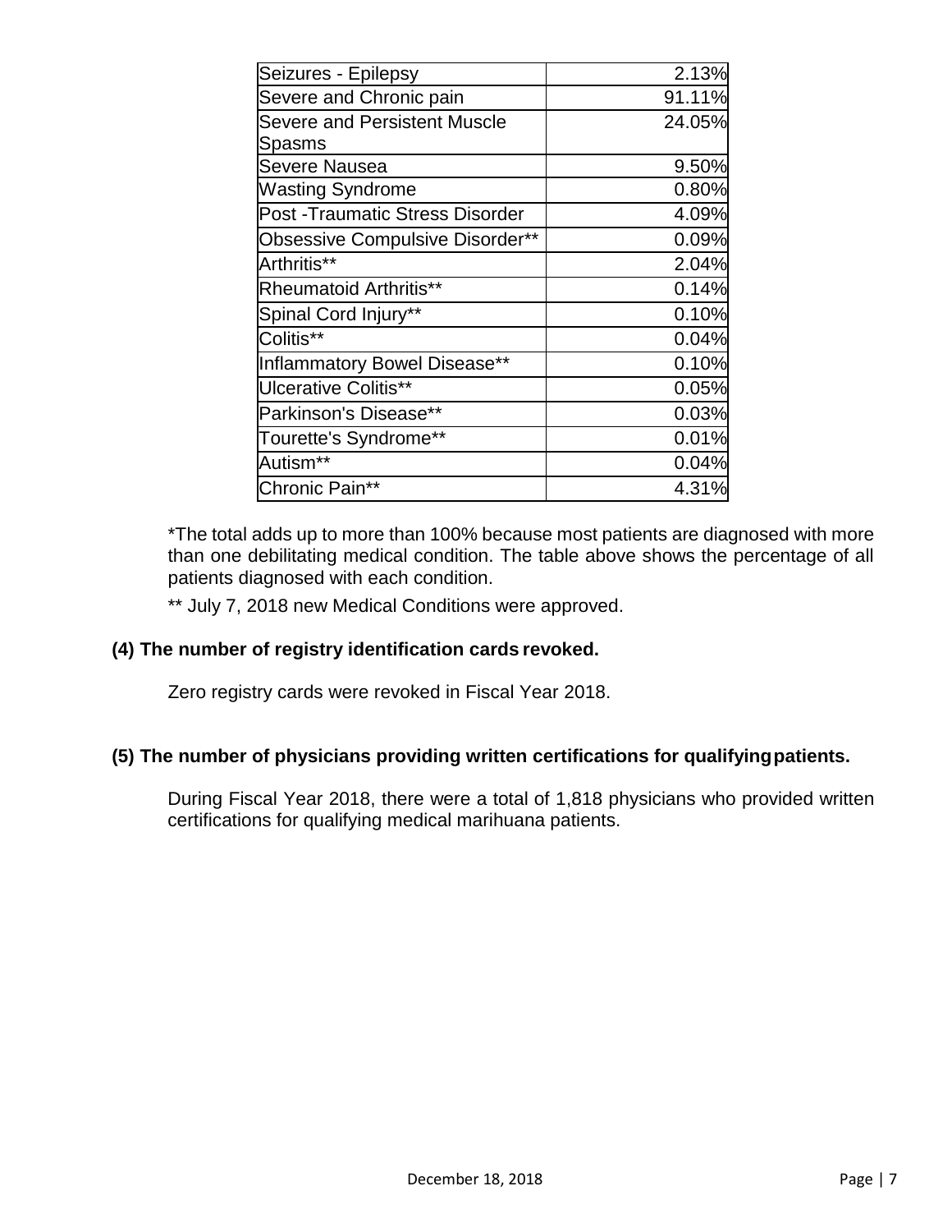| | |
|---|---|
| Seizures - Epilepsy | 2.13% |
| Severe and Chronic pain | 91.11% |
| Severe and Persistent Muscle Spasms | 24.05% |
| Severe Nausea | 9.50% |
| Wasting Syndrome | 0.80% |
| Post -Traumatic Stress Disorder | 4.09% |
| Obsessive Compulsive Disorder** | 0.09% |
| Arthritis** | 2.04% |
| Rheumatoid Arthritis** | 0.14% |
| Spinal Cord Injury** | 0.10% |
| Colitis** | 0.04% |
| Inflammatory Bowel Disease** | 0.10% |
| Ulcerative Colitis** | 0.05% |
| Parkinson's Disease** | 0.03% |
| Tourette's Syndrome** | 0.01% |
| Autism** | 0.04% |
| Chronic Pain** | 4.31% |

*The total adds up to more than 100% because most patients are diagnosed with more than one debilitating medical condition. The table above shows the percentage of all patients diagnosed with each condition.

** July 7, 2018 new Medical Conditions were approved.

**(4) The number of registry identification cards revoked.**

Zero registry cards were revoked in Fiscal Year 2018.

**(5) The number of physicians providing written certifications for qualifying patients.**

During Fiscal Year 2018, there were a total of 1,818 physicians who provided written certifications for qualifying medical marihuana patients.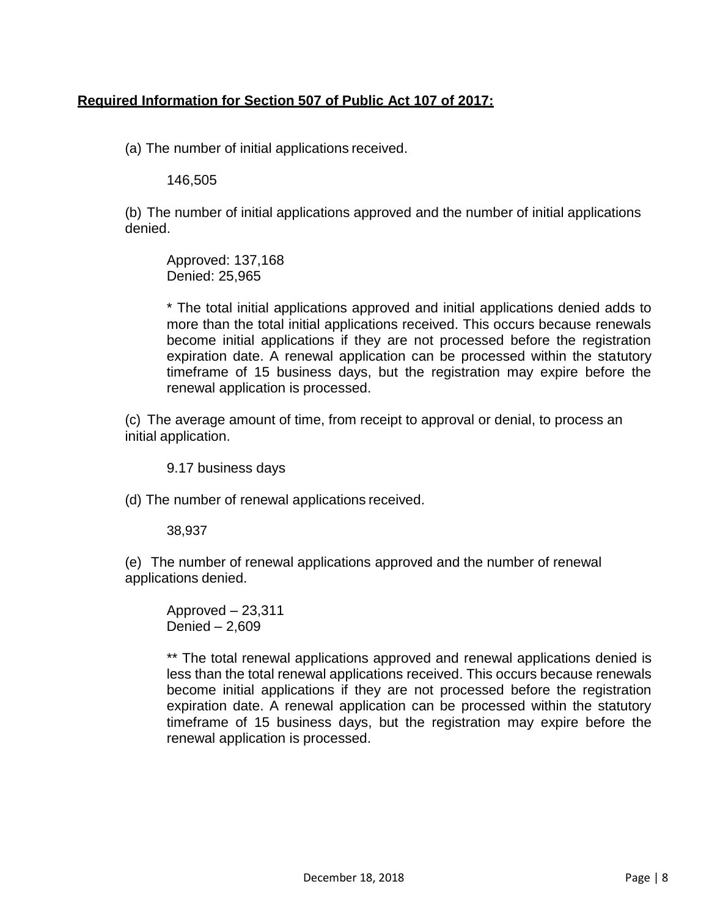**Required Information for Section 507 of Public Act 107 of 2017:**

(a) The number of initial applications received.

146,505

(b) The number of initial applications approved and the number of initial applications denied.

Approved: 137,168
Denied: 25,965

* The total initial applications approved and initial applications denied adds to more than the total initial applications received. This occurs because renewals become initial applications if they are not processed before the registration expiration date. A renewal application can be processed within the statutory timeframe of 15 business days, but the registration may expire before the renewal application is processed.

(c) The average amount of time, from receipt to approval or denial, to process an initial application.

9.17 business days

(d) The number of renewal applications received.

38,937

(e) The number of renewal applications approved and the number of renewal applications denied.

Approved – 23,311
Denied – 2,609

** The total renewal applications approved and renewal applications denied is less than the total renewal applications received. This occurs because renewals become initial applications if they are not processed before the registration expiration date. A renewal application can be processed within the statutory timeframe of 15 business days, but the registration may expire before the renewal application is processed.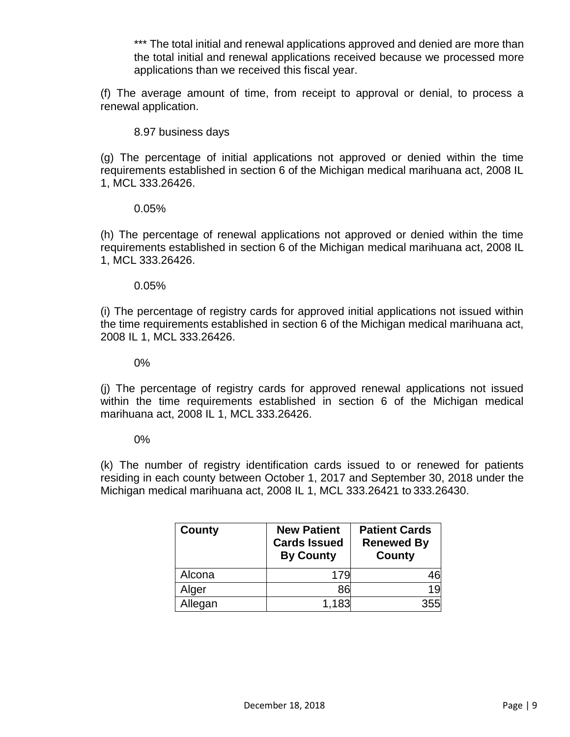*** The total initial and renewal applications approved and denied are more than the total initial and renewal applications received because we processed more applications than we received this fiscal year.

(f) The average amount of time, from receipt to approval or denial, to process a renewal application.

8.97 business days

(g) The percentage of initial applications not approved or denied within the time requirements established in section 6 of the Michigan medical marihuana act, 2008 IL 1, MCL 333.26426.

0.05%

(h) The percentage of renewal applications not approved or denied within the time requirements established in section 6 of the Michigan medical marihuana act, 2008 IL 1, MCL 333.26426.

0.05%

(i) The percentage of registry cards for approved initial applications not issued within the time requirements established in section 6 of the Michigan medical marihuana act, 2008 IL 1, MCL 333.26426.

0%

(j) The percentage of registry cards for approved renewal applications not issued within the time requirements established in section 6 of the Michigan medical marihuana act, 2008 IL 1, MCL 333.26426.

0%

(k) The number of registry identification cards issued to or renewed for patients residing in each county between October 1, 2017 and September 30, 2018 under the Michigan medical marihuana act, 2008 IL 1, MCL 333.26421 to 333.26430.

| County | New Patient Cards Issued By County | Patient Cards Renewed By County |
|---|---:|---:|
| Alcona | 179 | 46 |
| Alger | 86 | 19 |
| Allegan | 1,183 | 355 |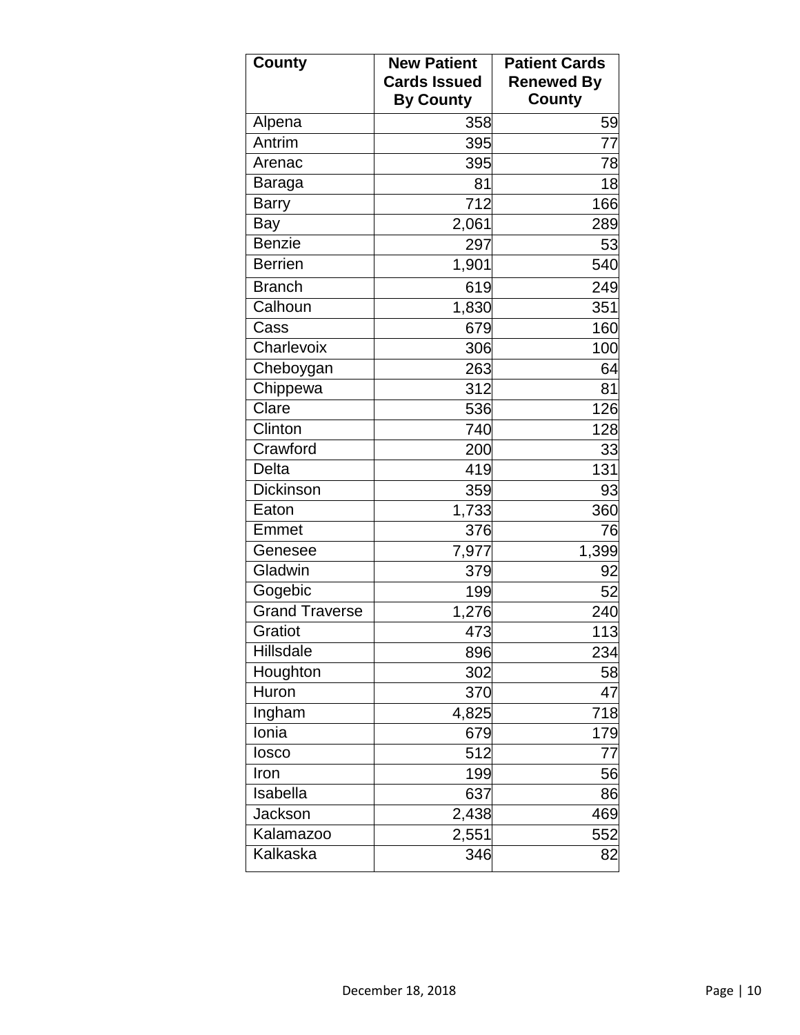| County | New Patient Cards Issued By County | Patient Cards Renewed By County |
|---|---|---|
| Alpena | 358 | 59 |
| Antrim | 395 | 77 |
| Arenac | 395 | 78 |
| Baraga | 81 | 18 |
| Barry | 712 | 166 |
| Bay | 2,061 | 289 |
| Benzie | 297 | 53 |
| Berrien | 1,901 | 540 |
| Branch | 619 | 249 |
| Calhoun | 1,830 | 351 |
| Cass | 679 | 160 |
| Charlevoix | 306 | 100 |
| Cheboygan | 263 | 64 |
| Chippewa | 312 | 81 |
| Clare | 536 | 126 |
| Clinton | 740 | 128 |
| Crawford | 200 | 33 |
| Delta | 419 | 131 |
| Dickinson | 359 | 93 |
| Eaton | 1,733 | 360 |
| Emmet | 376 | 76 |
| Genesee | 7,977 | 1,399 |
| Gladwin | 379 | 92 |
| Gogebic | 199 | 52 |
| Grand Traverse | 1,276 | 240 |
| Gratiot | 473 | 113 |
| Hillsdale | 896 | 234 |
| Houghton | 302 | 58 |
| Huron | 370 | 47 |
| Ingham | 4,825 | 718 |
| Ionia | 679 | 179 |
| Iosco | 512 | 77 |
| Iron | 199 | 56 |
| Isabella | 637 | 86 |
| Jackson | 2,438 | 469 |
| Kalamazoo | 2,551 | 552 |
| Kalkaska | 346 | 82 |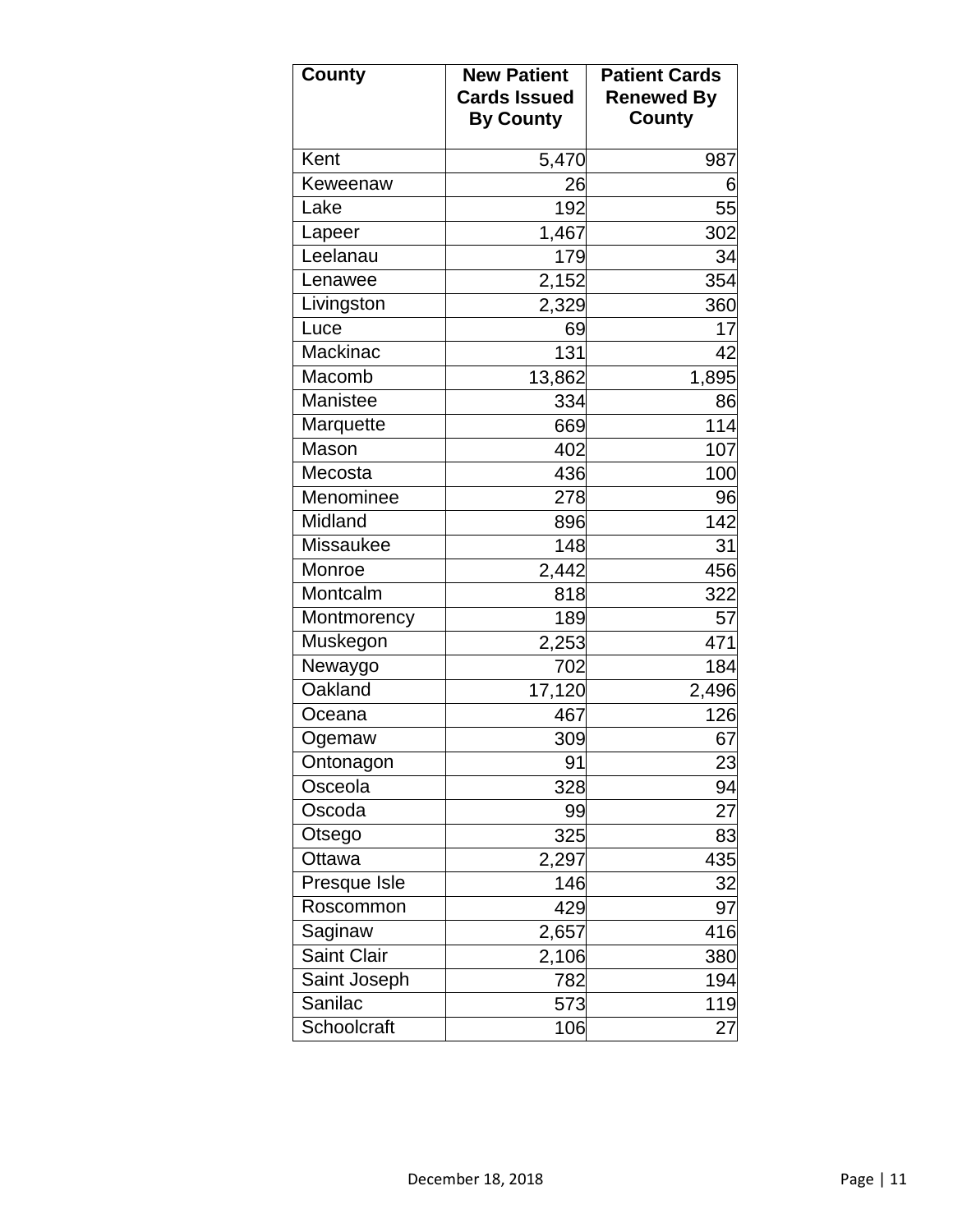| County | New Patient Cards Issued By County | Patient Cards Renewed By County |
|---|---|---|
| Kent | 5,470 | 987 |
| Keweenaw | 26 | 6 |
| Lake | 192 | 55 |
| Lapeer | 1,467 | 302 |
| Leelanau | 179 | 34 |
| Lenawee | 2,152 | 354 |
| Livingston | 2,329 | 360 |
| Luce | 69 | 17 |
| Mackinac | 131 | 42 |
| Macomb | 13,862 | 1,895 |
| Manistee | 334 | 86 |
| Marquette | 669 | 114 |
| Mason | 402 | 107 |
| Mecosta | 436 | 100 |
| Menominee | 278 | 96 |
| Midland | 896 | 142 |
| Missaukee | 148 | 31 |
| Monroe | 2,442 | 456 |
| Montcalm | 818 | 322 |
| Montmorency | 189 | 57 |
| Muskegon | 2,253 | 471 |
| Newaygo | 702 | 184 |
| Oakland | 17,120 | 2,496 |
| Oceana | 467 | 126 |
| Ogemaw | 309 | 67 |
| Ontonagon | 91 | 23 |
| Osceola | 328 | 94 |
| Oscoda | 99 | 27 |
| Otsego | 325 | 83 |
| Ottawa | 2,297 | 435 |
| Presque Isle | 146 | 32 |
| Roscommon | 429 | 97 |
| Saginaw | 2,657 | 416 |
| Saint Clair | 2,106 | 380 |
| Saint Joseph | 782 | 194 |
| Sanilac | 573 | 119 |
| Schoolcraft | 106 | 27 |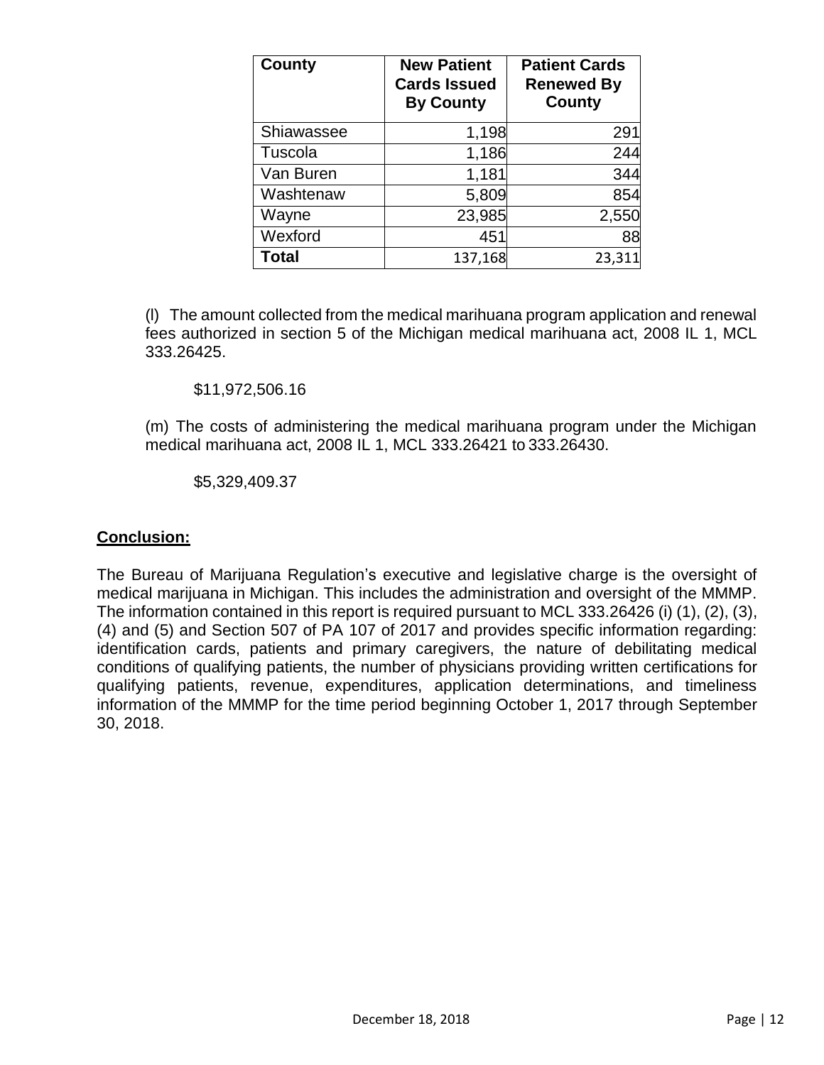| County | New Patient Cards Issued By County | Patient Cards Renewed By County |
|---|---|---|
| Shiawassee | 1,198 | 291 |
| Tuscola | 1,186 | 244 |
| Van Buren | 1,181 | 344 |
| Washtenaw | 5,809 | 854 |
| Wayne | 23,985 | 2,550 |
| Wexford | 451 | 88 |
| **Total** | 137,168 | 23,311 |

(l) The amount collected from the medical marihuana program application and renewal fees authorized in section 5 of the Michigan medical marihuana act, 2008 IL 1, MCL 333.26425.

$11,972,506.16

(m) The costs of administering the medical marihuana program under the Michigan medical marihuana act, 2008 IL 1, MCL 333.26421 to 333.26430.

$5,329,409.37

## Conclusion:

The Bureau of Marijuana Regulation's executive and legislative charge is the oversight of medical marijuana in Michigan. This includes the administration and oversight of the MMMP. The information contained in this report is required pursuant to MCL 333.26426 (i) (1), (2), (3), (4) and (5) and Section 507 of PA 107 of 2017 and provides specific information regarding: identification cards, patients and primary caregivers, the nature of debilitating medical conditions of qualifying patients, the number of physicians providing written certifications for qualifying patients, revenue, expenditures, application determinations, and timeliness information of the MMMP for the time period beginning October 1, 2017 through September 30, 2018.